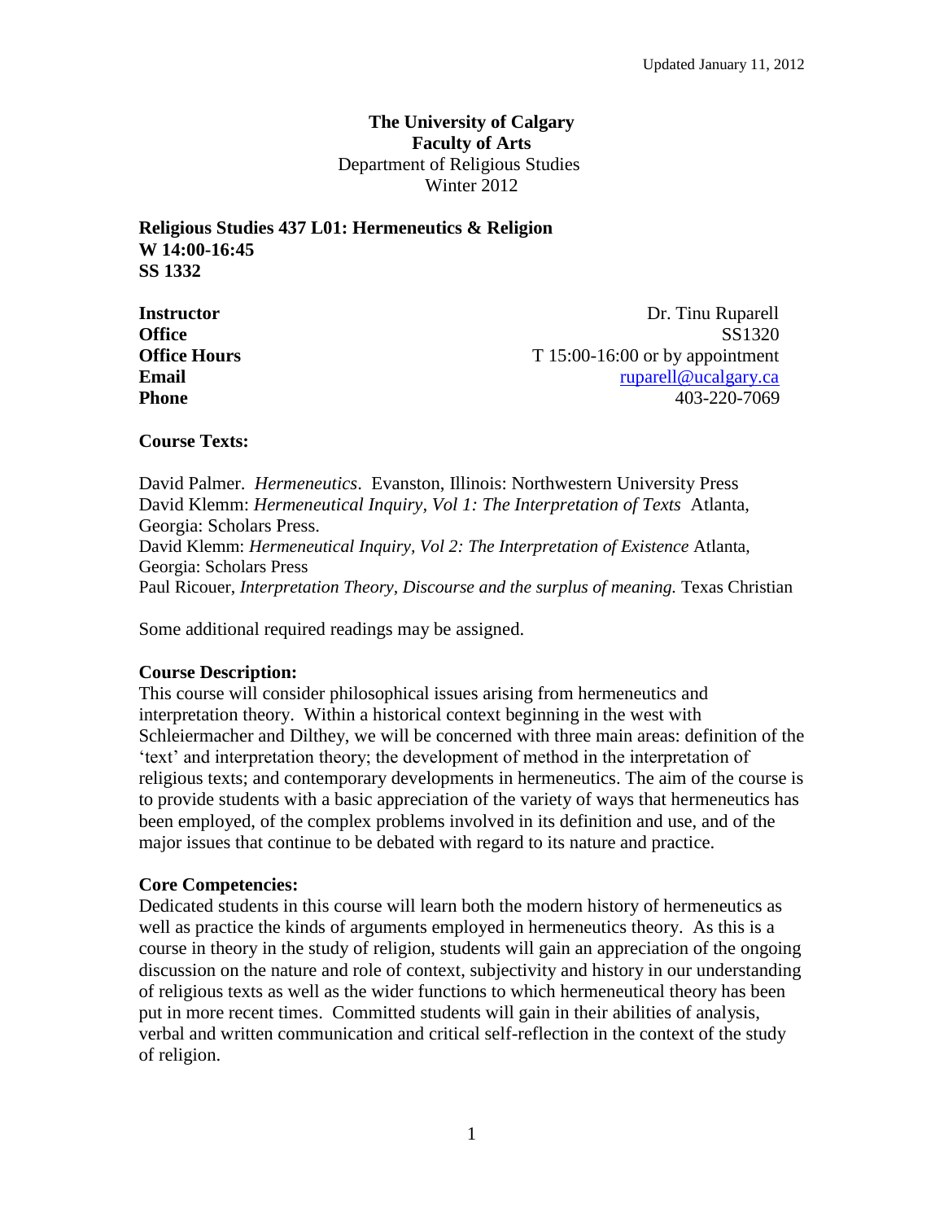Updated January 11, 2012

**The University of Calgary**
**Faculty of Arts**
Department of Religious Studies
Winter 2012

**Religious Studies 437 L01: Hermeneutics & Religion**
**W 14:00-16:45**
**SS 1332**

| | |
|---|---|
| **Instructor** | Dr. Tinu Ruparell |
| **Office** | SS1320 |
| **Office Hours** | T 15:00-16:00 or by appointment |
| **Email** | ruparell@ucalgary.ca |
| **Phone** | 403-220-7069 |

**Course Texts:**

David Palmer. *Hermeneutics*. Evanston, Illinois: Northwestern University Press
David Klemm: *Hermeneutical Inquiry, Vol 1: The Interpretation of Texts* Atlanta, Georgia: Scholars Press.
David Klemm: *Hermeneutical Inquiry, Vol 2: The Interpretation of Existence* Atlanta, Georgia: Scholars Press
Paul Ricouer, *Interpretation Theory, Discourse and the surplus of meaning.* Texas Christian

Some additional required readings may be assigned.

**Course Description:**

This course will consider philosophical issues arising from hermeneutics and interpretation theory. Within a historical context beginning in the west with Schleiermacher and Dilthey, we will be concerned with three main areas: definition of the 'text' and interpretation theory; the development of method in the interpretation of religious texts; and contemporary developments in hermeneutics. The aim of the course is to provide students with a basic appreciation of the variety of ways that hermeneutics has been employed, of the complex problems involved in its definition and use, and of the major issues that continue to be debated with regard to its nature and practice.

**Core Competencies:**

Dedicated students in this course will learn both the modern history of hermeneutics as well as practice the kinds of arguments employed in hermeneutics theory. As this is a course in theory in the study of religion, students will gain an appreciation of the ongoing discussion on the nature and role of context, subjectivity and history in our understanding of religious texts as well as the wider functions to which hermeneutical theory has been put in more recent times. Committed students will gain in their abilities of analysis, verbal and written communication and critical self-reflection in the context of the study of religion.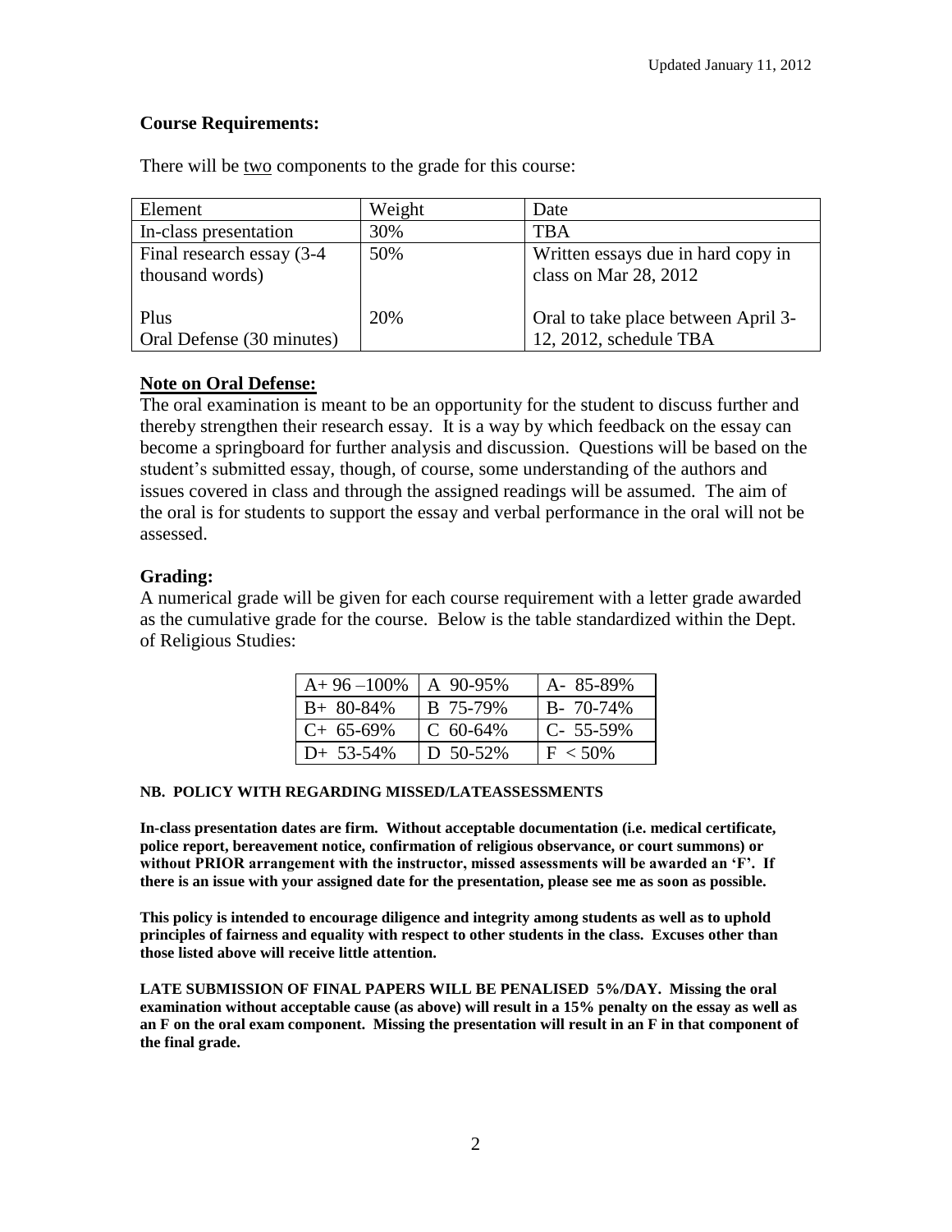Updated January 11, 2012

## Course Requirements:

There will be two components to the grade for this course:

| Element | Weight | Date |
|---|---|---|
| In-class presentation | 30% | TBA |
| Final research essay (3-4 thousand words) | 50% | Written essays due in hard copy in class on Mar 28, 2012 |
| Plus<br>Oral Defense (30 minutes) | 20% | Oral to take place between April 3-12, 2012, schedule TBA |

### Note on Oral Defense:

The oral examination is meant to be an opportunity for the student to discuss further and thereby strengthen their research essay. It is a way by which feedback on the essay can become a springboard for further analysis and discussion. Questions will be based on the student's submitted essay, though, of course, some understanding of the authors and issues covered in class and through the assigned readings will be assumed. The aim of the oral is for students to support the essay and verbal performance in the oral will not be assessed.

## Grading:

A numerical grade will be given for each course requirement with a letter grade awarded as the cumulative grade for the course. Below is the table standardized within the Dept. of Religious Studies:

| | | |
|---|---|---|
| A+ 96 –100% | A 90-95% | A- 85-89% |
| B+ 80-84% | B 75-79% | B- 70-74% |
| C+ 65-69% | C 60-64% | C- 55-59% |
| D+ 53-54% | D 50-52% | F < 50% |

**NB. POLICY WITH REGARDING MISSED/LATEASSESSMENTS**

**In-class presentation dates are firm. Without acceptable documentation (i.e. medical certificate, police report, bereavement notice, confirmation of religious observance, or court summons) or without PRIOR arrangement with the instructor, missed assessments will be awarded an 'F'. If there is an issue with your assigned date for the presentation, please see me as soon as possible.**

**This policy is intended to encourage diligence and integrity among students as well as to uphold principles of fairness and equality with respect to other students in the class. Excuses other than those listed above will receive little attention.**

**LATE SUBMISSION OF FINAL PAPERS WILL BE PENALISED 5%/DAY. Missing the oral examination without acceptable cause (as above) will result in a 15% penalty on the essay as well as an F on the oral exam component. Missing the presentation will result in an F in that component of the final grade.**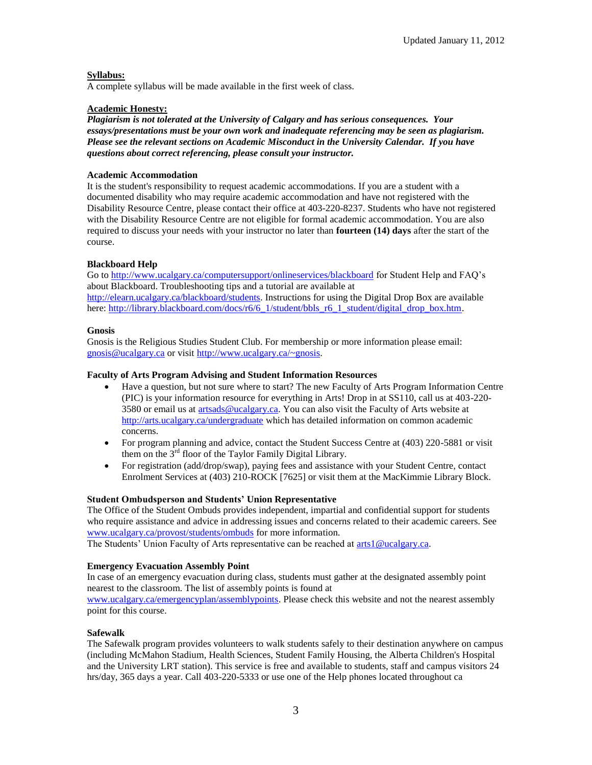**Syllabus:**
A complete syllabus will be made available in the first week of class.

**Academic Honesty:**
***Plagiarism is not tolerated at the University of Calgary and has serious consequences. Your essays/presentations must be your own work and inadequate referencing may be seen as plagiarism. Please see the relevant sections on Academic Misconduct in the University Calendar. If you have questions about correct referencing, please consult your instructor.***

**Academic Accommodation**
It is the student's responsibility to request academic accommodations. If you are a student with a documented disability who may require academic accommodation and have not registered with the Disability Resource Centre, please contact their office at 403-220-8237. Students who have not registered with the Disability Resource Centre are not eligible for formal academic accommodation. You are also required to discuss your needs with your instructor no later than **fourteen (14) days** after the start of the course.

**Blackboard Help**
Go to http://www.ucalgary.ca/computersupport/onlineservices/blackboard for Student Help and FAQ's about Blackboard. Troubleshooting tips and a tutorial are available at http://elearn.ucalgary.ca/blackboard/students. Instructions for using the Digital Drop Box are available here: http://library.blackboard.com/docs/r6/6_1/student/bbls_r6_1_student/digital_drop_box.htm.

**Gnosis**
Gnosis is the Religious Studies Student Club. For membership or more information please email: gnosis@ucalgary.ca or visit http://www.ucalgary.ca/~gnosis.

**Faculty of Arts Program Advising and Student Information Resources**

- Have a question, but not sure where to start? The new Faculty of Arts Program Information Centre (PIC) is your information resource for everything in Arts! Drop in at SS110, call us at 403-220-3580 or email us at artsads@ucalgary.ca. You can also visit the Faculty of Arts website at http://arts.ucalgary.ca/undergraduate which has detailed information on common academic concerns.
- For program planning and advice, contact the Student Success Centre at (403) 220-5881 or visit them on the 3rd floor of the Taylor Family Digital Library.
- For registration (add/drop/swap), paying fees and assistance with your Student Centre, contact Enrolment Services at (403) 210-ROCK [7625] or visit them at the MacKimmie Library Block.

**Student Ombudsperson and Students' Union Representative**
The Office of the Student Ombuds provides independent, impartial and confidential support for students who require assistance and advice in addressing issues and concerns related to their academic careers. See www.ucalgary.ca/provost/students/ombuds for more information.
The Students' Union Faculty of Arts representative can be reached at arts1@ucalgary.ca.

**Emergency Evacuation Assembly Point**
In case of an emergency evacuation during class, students must gather at the designated assembly point nearest to the classroom. The list of assembly points is found at www.ucalgary.ca/emergencyplan/assemblypoints. Please check this website and not the nearest assembly point for this course.

**Safewalk**
The Safewalk program provides volunteers to walk students safely to their destination anywhere on campus (including McMahon Stadium, Health Sciences, Student Family Housing, the Alberta Children's Hospital and the University LRT station). This service is free and available to students, staff and campus visitors 24 hrs/day, 365 days a year. Call 403-220-5333 or use one of the Help phones located throughout ca